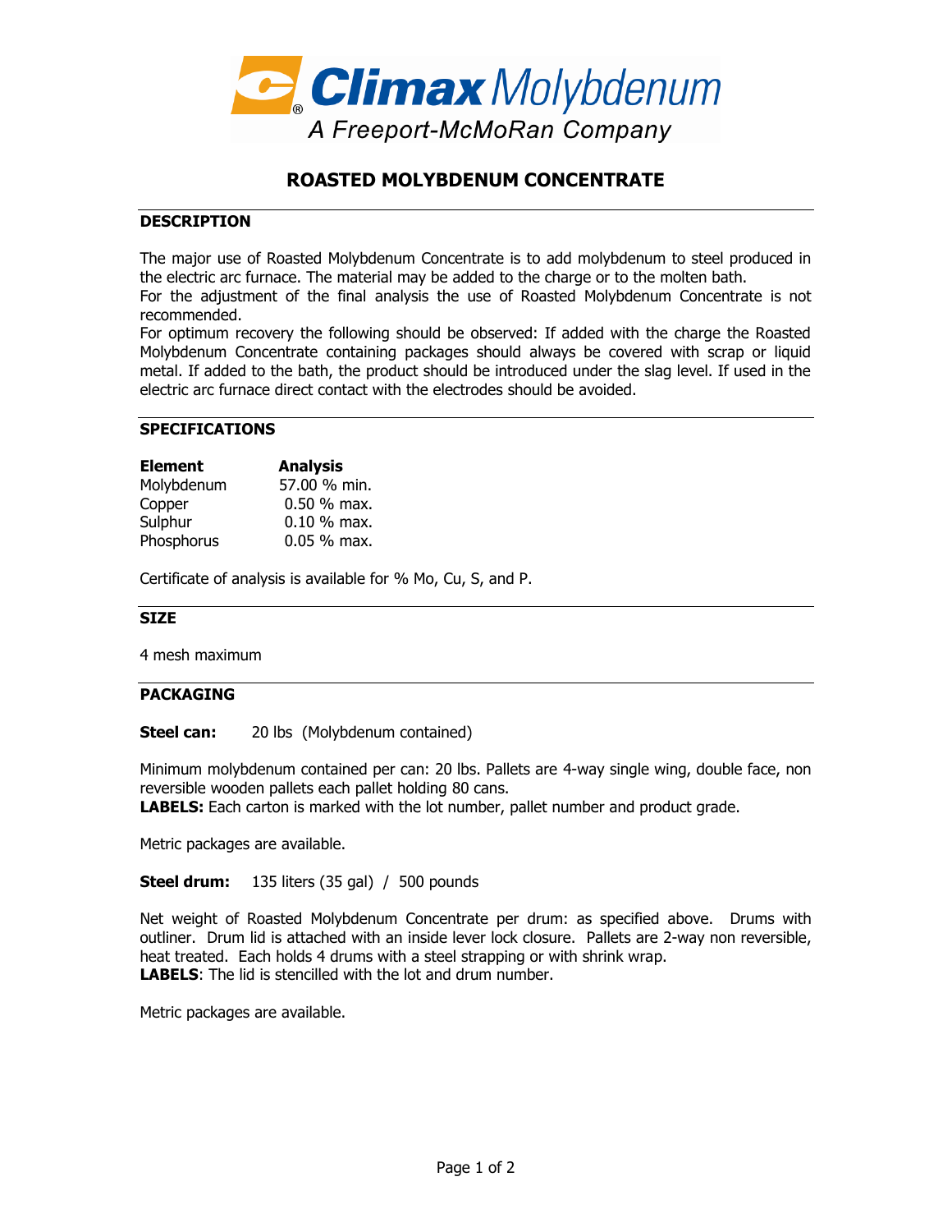Climax Molybdenum
A Freeport-McMoRan Company

# ROASTED MOLYBDENUM CONCENTRATE

## DESCRIPTION

The major use of Roasted Molybdenum Concentrate is to add molybdenum to steel produced in the electric arc furnace. The material may be added to the charge or to the molten bath.
For the adjustment of the final analysis the use of Roasted Molybdenum Concentrate is not recommended.
For optimum recovery the following should be observed: If added with the charge the Roasted Molybdenum Concentrate containing packages should always be covered with scrap or liquid metal. If added to the bath, the product should be introduced under the slag level. If used in the electric arc furnace direct contact with the electrodes should be avoided.

## SPECIFICATIONS

| Element | Analysis |
|---|---|
| Molybdenum | 57.00 % min. |
| Copper | 0.50 % max. |
| Sulphur | 0.10 % max. |
| Phosphorus | 0.05 % max. |

Certificate of analysis is available for % Mo, Cu, S, and P.

## SIZE

4 mesh maximum

## PACKAGING

**Steel can:** 20 lbs (Molybdenum contained)

Minimum molybdenum contained per can: 20 lbs. Pallets are 4-way single wing, double face, non reversible wooden pallets each pallet holding 80 cans.
**LABELS:** Each carton is marked with the lot number, pallet number and product grade.

Metric packages are available.

**Steel drum:** 135 liters (35 gal) / 500 pounds

Net weight of Roasted Molybdenum Concentrate per drum: as specified above. Drums with outliner. Drum lid is attached with an inside lever lock closure. Pallets are 2-way non reversible, heat treated. Each holds 4 drums with a steel strapping or with shrink wrap.
**LABELS**: The lid is stencilled with the lot and drum number.

Metric packages are available.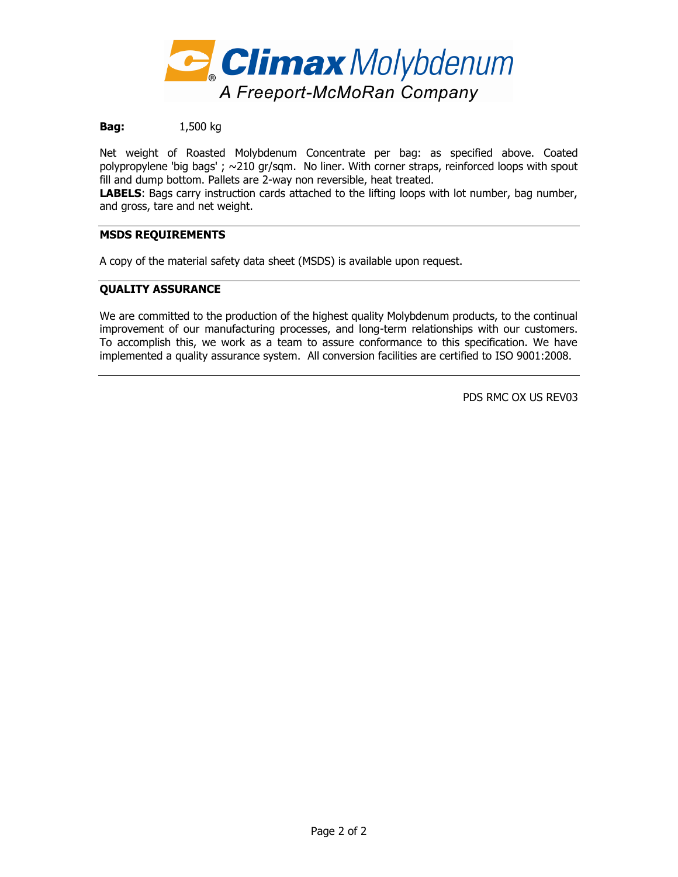**Bag:** 1,500 kg

Net weight of Roasted Molybdenum Concentrate per bag: as specified above. Coated polypropylene 'big bags' ; ~210 gr/sqm. No liner. With corner straps, reinforced loops with spout fill and dump bottom. Pallets are 2-way non reversible, heat treated.

**LABELS**: Bags carry instruction cards attached to the lifting loops with lot number, bag number, and gross, tare and net weight.

## MSDS REQUIREMENTS

A copy of the material safety data sheet (MSDS) is available upon request.

## QUALITY ASSURANCE

We are committed to the production of the highest quality Molybdenum products, to the continual improvement of our manufacturing processes, and long-term relationships with our customers. To accomplish this, we work as a team to assure conformance to this specification. We have implemented a quality assurance system. All conversion facilities are certified to ISO 9001:2008.

PDS RMC OX US REV03